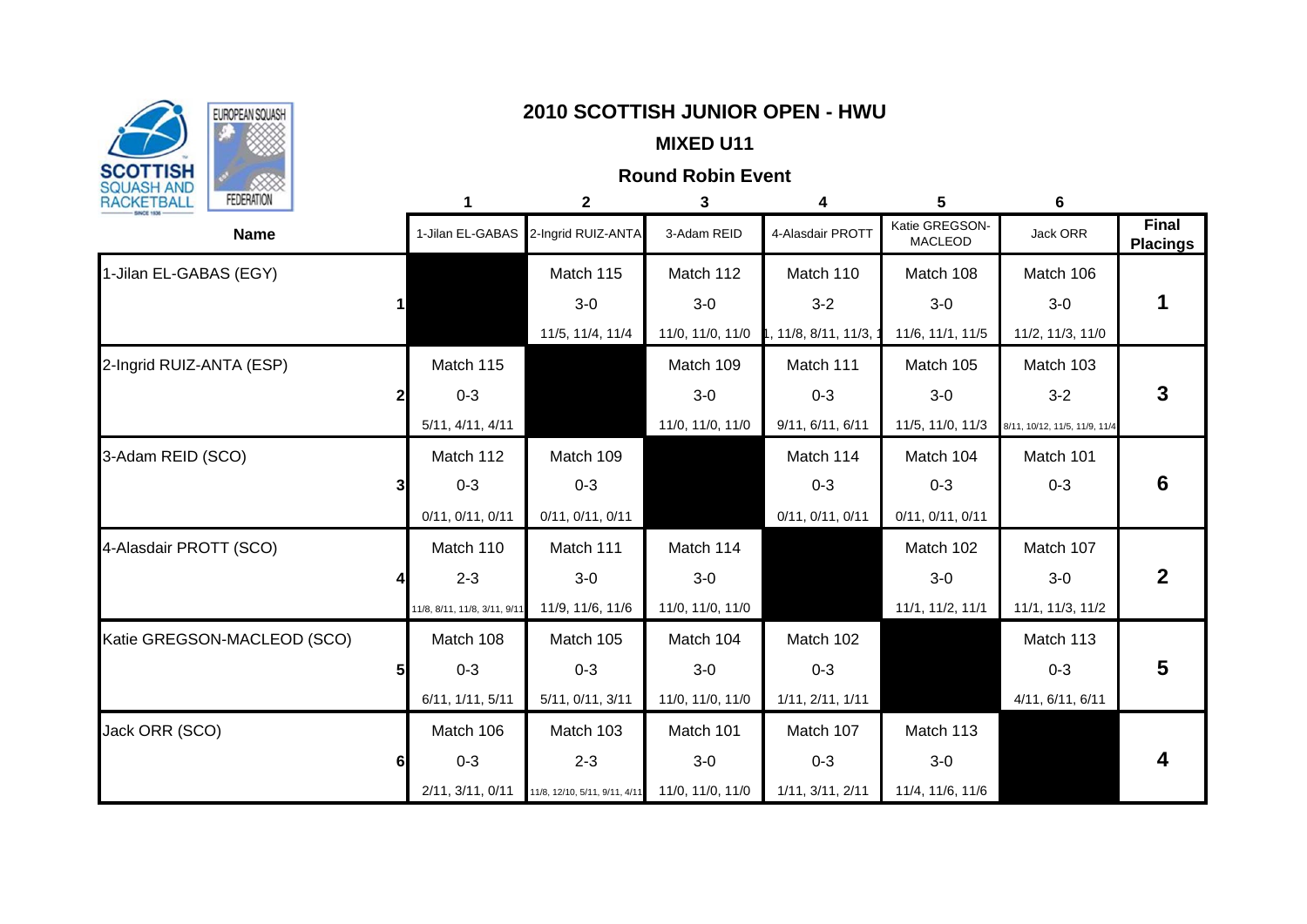## 2010 SCOTTISH JUNIOR OPEN - HWU

### MIXED U11

### Round Robin Event

| Name | | 1<br>1-Jilan EL-GABAS | 2<br>2-Ingrid RUIZ-ANTA | 3<br>3-Adam REID | 4<br>4-Alasdair PROTT | 5<br>Katie GREGSON-MACLEOD | 6<br>Jack ORR | Final Placings |
|---|---|---|---|---|---|---|---|---|
| 1-Jilan EL-GABAS (EGY) | 1 | | Match 115<br>3-0<br>11/5, 11/4, 11/4 | Match 112<br>3-0<br>11/0, 11/0, 11/0 | Match 110<br>3-2<br>1, 11/8, 8/11, 11/3, 1 | Match 108<br>3-0<br>11/6, 11/1, 11/5 | Match 106<br>3-0<br>11/2, 11/3, 11/0 | 1 |
| 2-Ingrid RUIZ-ANTA (ESP) | 2 | Match 115<br>0-3<br>5/11, 4/11, 4/11 | | Match 109<br>3-0<br>11/0, 11/0, 11/0 | Match 111<br>0-3<br>9/11, 6/11, 6/11 | Match 105<br>3-0<br>11/5, 11/0, 11/3 | Match 103<br>3-2<br>8/11, 10/12, 11/5, 11/9, 11/4 | 3 |
| 3-Adam REID (SCO) | 3 | Match 112<br>0-3<br>0/11, 0/11, 0/11 | Match 109<br>0-3<br>0/11, 0/11, 0/11 | | Match 114<br>0-3<br>0/11, 0/11, 0/11 | Match 104<br>0-3<br>0/11, 0/11, 0/11 | Match 101<br>0-3 | 6 |
| 4-Alasdair PROTT (SCO) | 4 | Match 110<br>2-3<br>11/8, 8/11, 11/8, 3/11, 9/11 | Match 111<br>3-0<br>11/9, 11/6, 11/6 | Match 114<br>3-0<br>11/0, 11/0, 11/0 | | Match 102<br>3-0<br>11/1, 11/2, 11/1 | Match 107<br>3-0<br>11/1, 11/3, 11/2 | 2 |
| Katie GREGSON-MACLEOD (SCO) | 5 | Match 108<br>0-3<br>6/11, 1/11, 5/11 | Match 105<br>0-3<br>5/11, 0/11, 3/11 | Match 104<br>3-0<br>11/0, 11/0, 11/0 | Match 102<br>0-3<br>1/11, 2/11, 1/11 | | Match 113<br>0-3<br>4/11, 6/11, 6/11 | 5 |
| Jack ORR (SCO) | 6 | Match 106<br>0-3<br>2/11, 3/11, 0/11 | Match 103<br>2-3<br>11/8, 12/10, 5/11, 9/11, 4/11 | Match 101<br>3-0<br>11/0, 11/0, 11/0 | Match 107<br>0-3<br>1/11, 3/11, 2/11 | Match 113<br>3-0<br>11/4, 11/6, 11/6 | | 4 |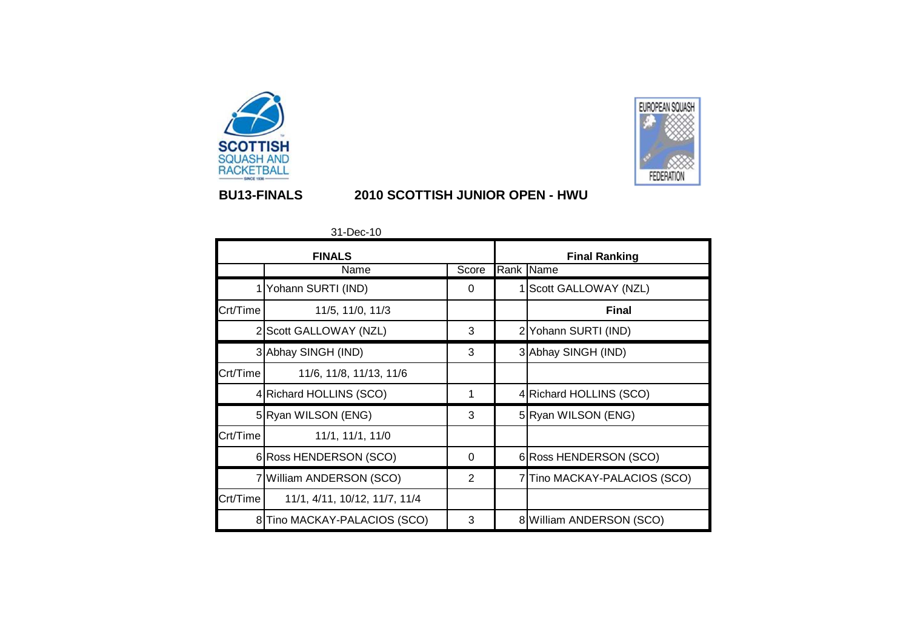**BU13-FINALS** **2010 SCOTTISH JUNIOR OPEN - HWU**

31-Dec-10

| FINALS | | | Final Ranking | |
|---|---|---|---|---|
| | Name | Score | Rank | Name |
| 1 | Yohann SURTI (IND) | 0 | 1 | Scott GALLOWAY (NZL) |
| Crt/Time | 11/5, 11/0, 11/3 | | | **Final** |
| 2 | Scott GALLOWAY (NZL) | 3 | 2 | Yohann SURTI (IND) |
| 3 | Abhay SINGH (IND) | 3 | 3 | Abhay SINGH (IND) |
| Crt/Time | 11/6, 11/8, 11/13, 11/6 | | | |
| 4 | Richard HOLLINS (SCO) | 1 | 4 | Richard HOLLINS (SCO) |
| 5 | Ryan WILSON (ENG) | 3 | 5 | Ryan WILSON (ENG) |
| Crt/Time | 11/1, 11/1, 11/0 | | | |
| 6 | Ross HENDERSON (SCO) | 0 | 6 | Ross HENDERSON (SCO) |
| 7 | William ANDERSON (SCO) | 2 | 7 | Tino MACKAY-PALACIOS (SCO) |
| Crt/Time | 11/1, 4/11, 10/12, 11/7, 11/4 | | | |
| 8 | Tino MACKAY-PALACIOS (SCO) | 3 | 8 | William ANDERSON (SCO) |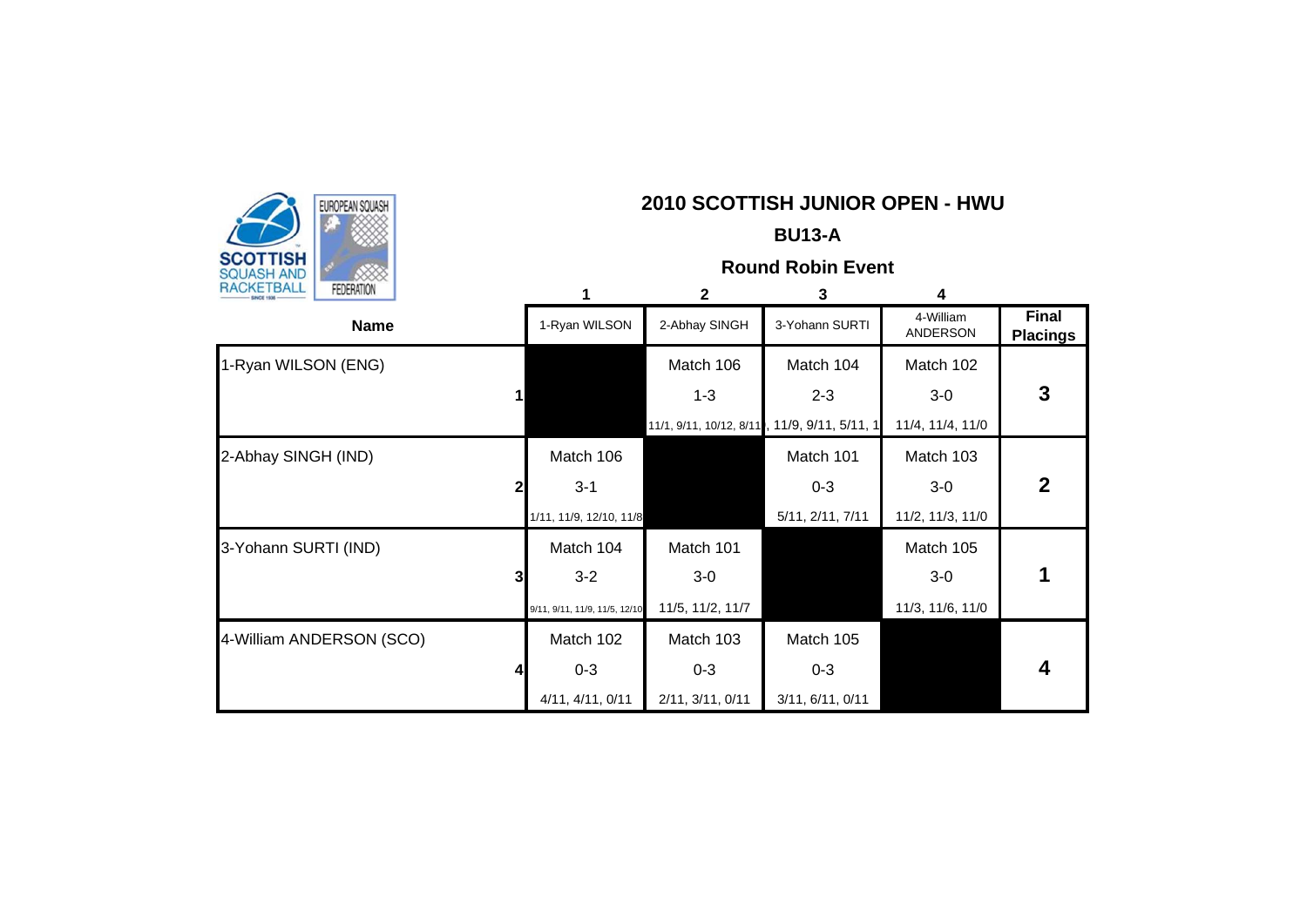## 2010 SCOTTISH JUNIOR OPEN - HWU

### BU13-A

### Round Robin Event

| Name | | 1<br>1-Ryan WILSON | 2<br>2-Abhay SINGH | 3<br>3-Yohann SURTI | 4<br>4-William ANDERSON | Final Placings |
|---|---|---|---|---|---|---|
| 1-Ryan WILSON (ENG) | 1 | | Match 106<br>1-3<br>11/1, 9/11, 10/12, 8/11 | Match 104<br>2-3<br>, 11/9, 9/11, 5/11, 1 | Match 102<br>3-0<br>11/4, 11/4, 11/0 | 3 |
| 2-Abhay SINGH (IND) | 2 | Match 106<br>3-1<br>1/11, 11/9, 12/10, 11/8 | | Match 101<br>0-3<br>5/11, 2/11, 7/11 | Match 103<br>3-0<br>11/2, 11/3, 11/0 | 2 |
| 3-Yohann SURTI (IND) | 3 | Match 104<br>3-2<br>9/11, 9/11, 11/9, 11/5, 12/10 | Match 101<br>3-0<br>11/5, 11/2, 11/7 | | Match 105<br>3-0<br>11/3, 11/6, 11/0 | 1 |
| 4-William ANDERSON (SCO) | 4 | Match 102<br>0-3<br>4/11, 4/11, 0/11 | Match 103<br>0-3<br>2/11, 3/11, 0/11 | Match 105<br>0-3<br>3/11, 6/11, 0/11 | | 4 |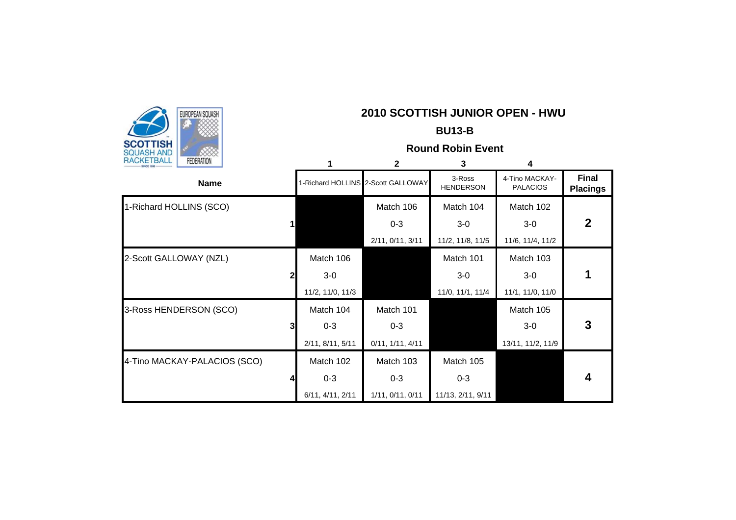# 2010 SCOTTISH JUNIOR OPEN - HWU

## BU13-B

### Round Robin Event

| Name | | 1<br>1-Richard HOLLINS | 2<br>2-Scott GALLOWAY | 3<br>3-Ross HENDERSON | 4<br>4-Tino MACKAY-PALACIOS | Final Placings |
|---|---|---|---|---|---|---|
| 1-Richard HOLLINS (SCO) | 1 | | Match 106<br>0-3<br>2/11, 0/11, 3/11 | Match 104<br>3-0<br>11/2, 11/8, 11/5 | Match 102<br>3-0<br>11/6, 11/4, 11/2 | 2 |
| 2-Scott GALLOWAY (NZL) | 2 | Match 106<br>3-0<br>11/2, 11/0, 11/3 | | Match 101<br>3-0<br>11/0, 11/1, 11/4 | Match 103<br>3-0<br>11/1, 11/0, 11/0 | 1 |
| 3-Ross HENDERSON (SCO) | 3 | Match 104<br>0-3<br>2/11, 8/11, 5/11 | Match 101<br>0-3<br>0/11, 1/11, 4/11 | | Match 105<br>3-0<br>13/11, 11/2, 11/9 | 3 |
| 4-Tino MACKAY-PALACIOS (SCO) | 4 | Match 102<br>0-3<br>6/11, 4/11, 2/11 | Match 103<br>0-3<br>1/11, 0/11, 0/11 | Match 105<br>0-3<br>11/13, 2/11, 9/11 | | 4 |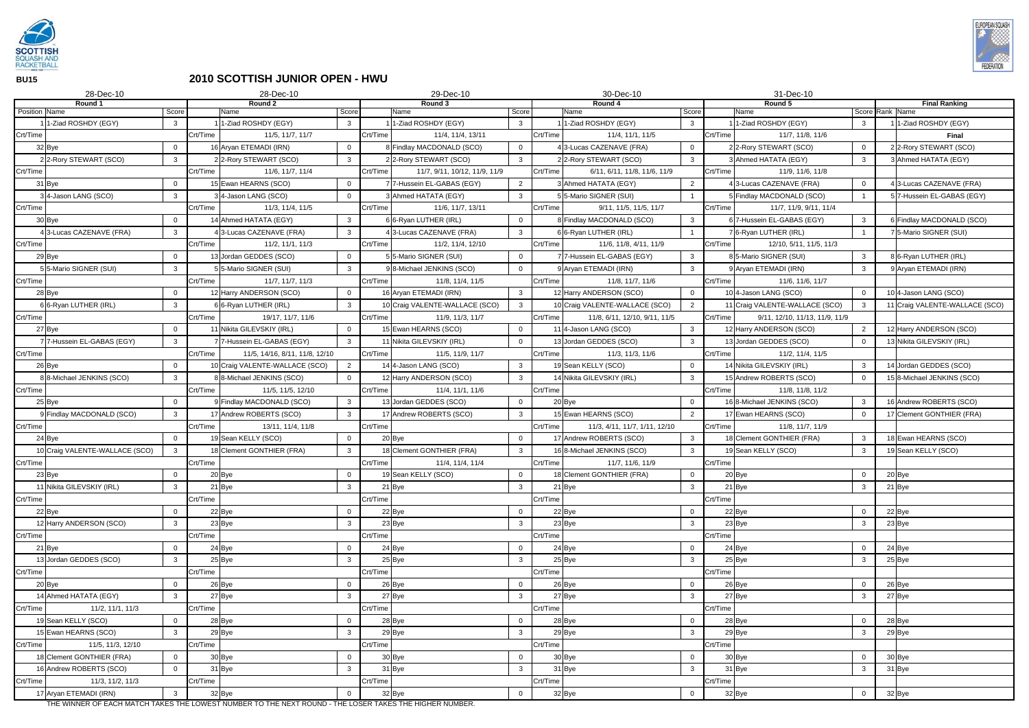**BU15**

# 2010 SCOTTISH JUNIOR OPEN - HWU

| 28-Dec-10 | | | 28-Dec-10 | | | 29-Dec-10 | | | 30-Dec-10 | | | 31-Dec-10 | | | | |
|---|---|---|---|---|---|---|---|---|---|---|---|---|---|---|---|---|
| **Round 1** | | | **Round 2** | | | **Round 3** | | | **Round 4** | | | **Round 5** | | | **Final Ranking** | |
| Position | Name | Score | | Name | Score | | Name | Score | | Name | Score | | Name | Score | Rank | Name |
| 1 | 1-Ziad ROSHDY (EGY) | 3 | 1 | 1-Ziad ROSHDY (EGY) | 3 | 1 | 1-Ziad ROSHDY (EGY) | 3 | 1 | 1-Ziad ROSHDY (EGY) | 3 | 1 | 1-Ziad ROSHDY (EGY) | 3 | 1 | 1-Ziad ROSHDY (EGY) |
| Crt/Time | | | Crt/Time | 11/5, 11/7, 11/7 | | Crt/Time | 11/4, 11/4, 13/11 | | Crt/Time | 11/4, 11/1, 11/5 | | Crt/Time | 11/7, 11/8, 11/6 | | | **Final** |
| 32 | Bye | 0 | 16 | Aryan ETEMADI (IRN) | 0 | 8 | Findlay MACDONALD (SCO) | 0 | 4 | 3-Lucas CAZENAVE (FRA) | 0 | 2 | 2-Rory STEWART (SCO) | 0 | 2 | 2-Rory STEWART (SCO) |
| 2 | 2-Rory STEWART (SCO) | 3 | 2 | 2-Rory STEWART (SCO) | 3 | 2 | 2-Rory STEWART (SCO) | 3 | 2 | 2-Rory STEWART (SCO) | 3 | 3 | Ahmed HATATA (EGY) | 3 | 3 | Ahmed HATATA (EGY) |
| Crt/Time | | | Crt/Time | 11/6, 11/7, 11/4 | | Crt/Time | 11/7, 9/11, 10/12, 11/9, 11/9 | | Crt/Time | 6/11, 6/11, 11/8, 11/6, 11/9 | | Crt/Time | 11/9, 11/6, 11/8 | | | |
| 31 | Bye | 0 | 15 | Ewan HEARNS (SCO) | 0 | 7 | 7-Hussein EL-GABAS (EGY) | 2 | 3 | Ahmed HATATA (EGY) | 2 | 4 | 3-Lucas CAZENAVE (FRA) | 0 | 4 | 3-Lucas CAZENAVE (FRA) |
| 3 | 4-Jason LANG (SCO) | 3 | 3 | 4-Jason LANG (SCO) | 0 | 3 | Ahmed HATATA (EGY) | 3 | 5 | 5-Mario SIGNER (SUI) | 1 | 5 | Findlay MACDONALD (SCO) | 1 | 5 | 7-Hussein EL-GABAS (EGY) |
| Crt/Time | | | Crt/Time | 11/3, 11/4, 11/5 | | Crt/Time | 11/6, 11/7, 13/11 | | Crt/Time | 9/11, 11/5, 11/5, 11/7 | | Crt/Time | 11/7, 11/9, 9/11, 11/4 | | | |
| 30 | Bye | 0 | 14 | Ahmed HATATA (EGY) | 3 | 6 | 6-Ryan LUTHER (IRL) | 0 | 8 | Findlay MACDONALD (SCO) | 3 | 6 | 7-Hussein EL-GABAS (EGY) | 3 | 6 | Findlay MACDONALD (SCO) |
| 4 | 3-Lucas CAZENAVE (FRA) | 3 | 4 | 3-Lucas CAZENAVE (FRA) | 3 | 4 | 3-Lucas CAZENAVE (FRA) | 3 | 6 | 6-Ryan LUTHER (IRL) | 1 | 7 | 6-Ryan LUTHER (IRL) | 1 | 7 | 5-Mario SIGNER (SUI) |
| Crt/Time | | | Crt/Time | 11/2, 11/1, 11/3 | | Crt/Time | 11/2, 11/4, 12/10 | | Crt/Time | 11/6, 11/8, 4/11, 11/9 | | Crt/Time | 12/10, 5/11, 11/5, 11/3 | | | |
| 29 | Bye | 0 | 13 | Jordan GEDDES (SCO) | 0 | 5 | 5-Mario SIGNER (SUI) | 0 | 7 | 7-Hussein EL-GABAS (EGY) | 3 | 8 | 5-Mario SIGNER (SUI) | 3 | 8 | 6-Ryan LUTHER (IRL) |
| 5 | 5-Mario SIGNER (SUI) | 3 | 5 | 5-Mario SIGNER (SUI) | 3 | 9 | 8-Michael JENKINS (SCO) | 0 | 9 | Aryan ETEMADI (IRN) | 3 | 9 | Aryan ETEMADI (IRN) | 3 | 9 | Aryan ETEMADI (IRN) |
| Crt/Time | | | Crt/Time | 11/7, 11/7, 11/3 | | Crt/Time | 11/8, 11/4, 11/5 | | Crt/Time | 11/8, 11/7, 11/6 | | Crt/Time | 11/6, 11/6, 11/7 | | | |
| 28 | Bye | 0 | 12 | Harry ANDERSON (SCO) | 0 | 16 | Aryan ETEMADI (IRN) | 3 | 12 | Harry ANDERSON (SCO) | 0 | 10 | 4-Jason LANG (SCO) | 0 | 10 | 4-Jason LANG (SCO) |
| 6 | 6-Ryan LUTHER (IRL) | 3 | 6 | 6-Ryan LUTHER (IRL) | 3 | 10 | Craig VALENTE-WALLACE (SCO) | 3 | 10 | Craig VALENTE-WALLACE (SCO) | 2 | 11 | Craig VALENTE-WALLACE (SCO) | 3 | 11 | Craig VALENTE-WALLACE (SCO) |
| Crt/Time | | | Crt/Time | 19/17, 11/7, 11/6 | | Crt/Time | 11/9, 11/3, 11/7 | | Crt/Time | 11/8, 6/11, 12/10, 9/11, 11/5 | | Crt/Time | 9/11, 12/10, 11/13, 11/9, 11/9 | | | |
| 27 | Bye | 0 | 11 | Nikita GILEVSKIY (IRL) | 0 | 15 | Ewan HEARNS (SCO) | 0 | 11 | 4-Jason LANG (SCO) | 3 | 12 | Harry ANDERSON (SCO) | 2 | 12 | Harry ANDERSON (SCO) |
| 7 | 7-Hussein EL-GABAS (EGY) | 3 | 7 | 7-Hussein EL-GABAS (EGY) | 3 | 11 | Nikita GILEVSKIY (IRL) | 0 | 13 | Jordan GEDDES (SCO) | 3 | 13 | Jordan GEDDES (SCO) | 0 | 13 | Nikita GILEVSKIY (IRL) |
| Crt/Time | | | Crt/Time | 11/5, 14/16, 8/11, 11/8, 12/10 | | Crt/Time | 11/5, 11/9, 11/7 | | Crt/Time | 11/3, 11/3, 11/6 | | Crt/Time | 11/2, 11/4, 11/5 | | | |
| 26 | Bye | 0 | 10 | Craig VALENTE-WALLACE (SCO) | 2 | 14 | 4-Jason LANG (SCO) | 3 | 19 | Sean KELLY (SCO) | 0 | 14 | Nikita GILEVSKIY (IRL) | 3 | 14 | Jordan GEDDES (SCO) |
| 8 | 8-Michael JENKINS (SCO) | 3 | 8 | 8-Michael JENKINS (SCO) | 0 | 12 | Harry ANDERSON (SCO) | 3 | 14 | Nikita GILEVSKIY (IRL) | 3 | 15 | Andrew ROBERTS (SCO) | 0 | 15 | 8-Michael JENKINS (SCO) |
| Crt/Time | | | Crt/Time | 11/5, 11/5, 12/10 | | Crt/Time | 11/4, 11/1, 11/6 | | Crt/Time | | | Crt/Time | 11/8, 11/8, 11/2 | | | |
| 25 | Bye | 0 | 9 | Findlay MACDONALD (SCO) | 3 | 13 | Jordan GEDDES (SCO) | 0 | 20 | Bye | 0 | 16 | 8-Michael JENKINS (SCO) | 3 | 16 | Andrew ROBERTS (SCO) |
| 9 | Findlay MACDONALD (SCO) | 3 | 17 | Andrew ROBERTS (SCO) | 3 | 17 | Andrew ROBERTS (SCO) | 3 | 15 | Ewan HEARNS (SCO) | 2 | 17 | Ewan HEARNS (SCO) | 0 | 17 | Clement GONTHIER (FRA) |
| Crt/Time | | | Crt/Time | 13/11, 11/4, 11/8 | | Crt/Time | | | Crt/Time | 11/3, 4/11, 11/7, 1/11, 12/10 | | Crt/Time | 11/8, 11/7, 11/9 | | | |
| 24 | Bye | 0 | 19 | Sean KELLY (SCO) | 0 | 20 | Bye | 0 | 17 | Andrew ROBERTS (SCO) | 3 | 18 | Clement GONTHIER (FRA) | 3 | 18 | Ewan HEARNS (SCO) |
| 10 | Craig VALENTE-WALLACE (SCO) | 3 | 18 | Clement GONTHIER (FRA) | 3 | 18 | Clement GONTHIER (FRA) | 3 | 16 | 8-Michael JENKINS (SCO) | 3 | 19 | Sean KELLY (SCO) | 3 | 19 | Sean KELLY (SCO) |
| Crt/Time | | | Crt/Time | | | Crt/Time | 11/4, 11/4, 11/4 | | Crt/Time | 11/7, 11/6, 11/9 | | Crt/Time | | | | |
| 23 | Bye | 0 | 20 | Bye | 0 | 19 | Sean KELLY (SCO) | 0 | 18 | Clement GONTHIER (FRA) | 0 | 20 | Bye | 0 | 20 | Bye |
| 11 | Nikita GILEVSKIY (IRL) | 3 | 21 | Bye | 3 | 21 | Bye | 3 | 21 | Bye | 3 | 21 | Bye | 3 | 21 | Bye |
| Crt/Time | | | Crt/Time | | | Crt/Time | | | Crt/Time | | | Crt/Time | | | | |
| 22 | Bye | 0 | 22 | Bye | 0 | 22 | Bye | 0 | 22 | Bye | 0 | 22 | Bye | 0 | 22 | Bye |
| 12 | Harry ANDERSON (SCO) | 3 | 23 | Bye | 3 | 23 | Bye | 3 | 23 | Bye | 3 | 23 | Bye | 3 | 23 | Bye |
| Crt/Time | | | Crt/Time | | | Crt/Time | | | Crt/Time | | | Crt/Time | | | | |
| 21 | Bye | 0 | 24 | Bye | 0 | 24 | Bye | 0 | 24 | Bye | 0 | 24 | Bye | 0 | 24 | Bye |
| 13 | Jordan GEDDES (SCO) | 3 | 25 | Bye | 3 | 25 | Bye | 3 | 25 | Bye | 3 | 25 | Bye | 3 | 25 | Bye |
| Crt/Time | | | Crt/Time | | | Crt/Time | | | Crt/Time | | | Crt/Time | | | | |
| 20 | Bye | 0 | 26 | Bye | 0 | 26 | Bye | 0 | 26 | Bye | 0 | 26 | Bye | 0 | 26 | Bye |
| 14 | Ahmed HATATA (EGY) | 3 | 27 | Bye | 3 | 27 | Bye | 3 | 27 | Bye | 3 | 27 | Bye | 3 | 27 | Bye |
| Crt/Time | 11/2, 11/1, 11/3 | | Crt/Time | | | Crt/Time | | | Crt/Time | | | Crt/Time | | | | |
| 19 | Sean KELLY (SCO) | 0 | 28 | Bye | 0 | 28 | Bye | 0 | 28 | Bye | 0 | 28 | Bye | 0 | 28 | Bye |
| 15 | Ewan HEARNS (SCO) | 3 | 29 | Bye | 3 | 29 | Bye | 3 | 29 | Bye | 3 | 29 | Bye | 3 | 29 | Bye |
| Crt/Time | 11/5, 11/3, 12/10 | | Crt/Time | | | Crt/Time | | | Crt/Time | | | Crt/Time | | | | |
| 18 | Clement GONTHIER (FRA) | 0 | 30 | Bye | 0 | 30 | Bye | 0 | 30 | Bye | 0 | 30 | Bye | 0 | 30 | Bye |
| 16 | Andrew ROBERTS (SCO) | 0 | 31 | Bye | 3 | 31 | Bye | 3 | 31 | Bye | 3 | 31 | Bye | 3 | 31 | Bye |
| Crt/Time | 11/3, 11/2, 11/3 | | Crt/Time | | | Crt/Time | | | Crt/Time | | | Crt/Time | | | | |
| 17 | Aryan ETEMADI (IRN) | 3 | 32 | Bye | 0 | 32 | Bye | 0 | 32 | Bye | 0 | 32 | Bye | 0 | 32 | Bye |

THE WINNER OF EACH MATCH TAKES THE LOWEST NUMBER TO THE NEXT ROUND - THE LOSER TAKES THE HIGHER NUMBER.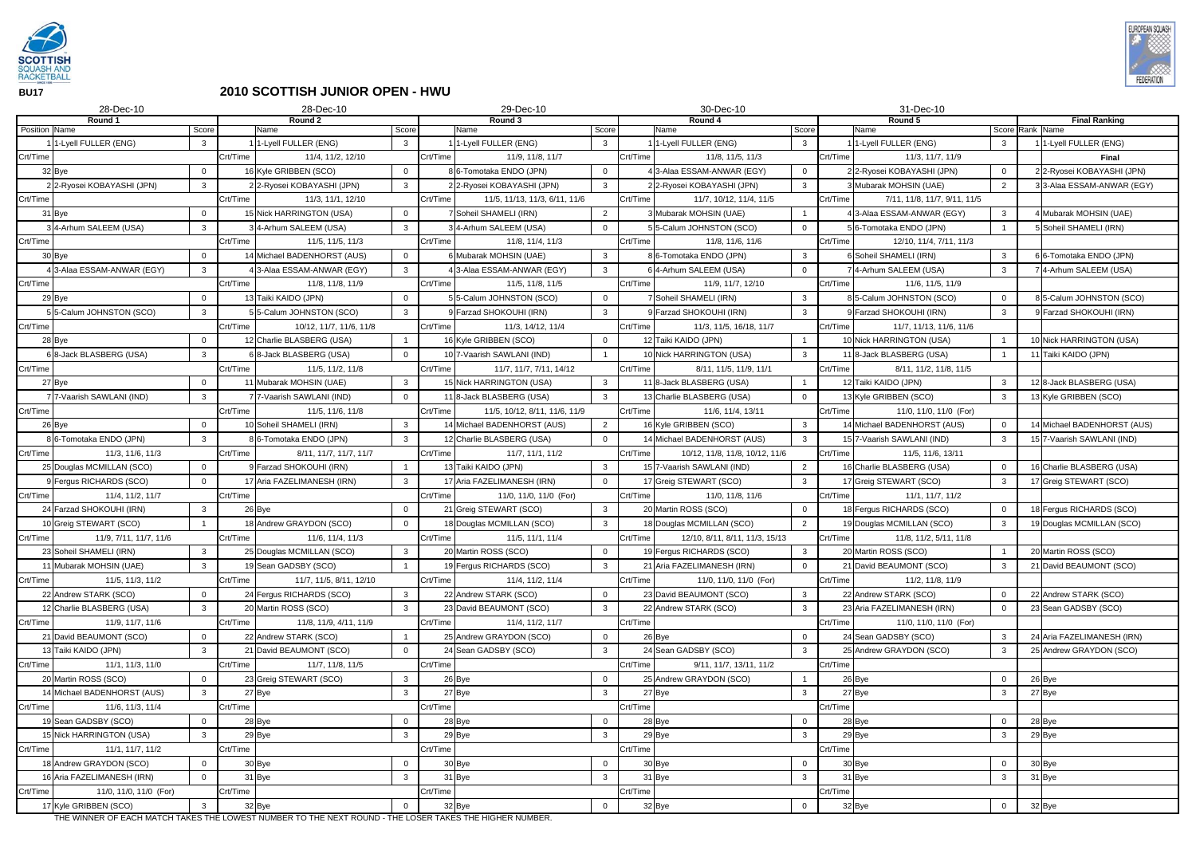**BU17**

## 2010 SCOTTISH JUNIOR OPEN - HWU

| 28-Dec-10 | | | 28-Dec-10 | | | 29-Dec-10 | | | 30-Dec-10 | | | 31-Dec-10 | | | | |
|---|---|---|---|---|---|---|---|---|---|---|---|---|---|---|---|---|
| Round 1 | | | Round 2 | | | Round 3 | | | Round 4 | | | Round 5 | | | Final Ranking | |
| Position | Name | Score | | Name | Score | | Name | Score | | Name | Score | | Name | Score | Rank | Name |
| 1 | 1-Lyell FULLER (ENG) | 3 | 1 | 1-Lyell FULLER (ENG) | 3 | 1 | 1-Lyell FULLER (ENG) | 3 | 1 | 1-Lyell FULLER (ENG) | 3 | 1 | 1-Lyell FULLER (ENG) | 3 | 1 | 1-Lyell FULLER (ENG) |
| Crt/Time | | | Crt/Time | 11/4, 11/2, 12/10 | | Crt/Time | 11/9, 11/8, 11/7 | | Crt/Time | 11/8, 11/5, 11/3 | | Crt/Time | 11/3, 11/7, 11/9 | | | **Final** |
| 32 | Bye | 0 | 16 | Kyle GRIBBEN (SCO) | 0 | 8 | 6-Tomotaka ENDO (JPN) | 0 | 4 | 3-Alaa ESSAM-ANWAR (EGY) | 0 | 2 | 2-Ryosei KOBAYASHI (JPN) | 0 | 2 | 2-Ryosei KOBAYASHI (JPN) |
| 2 | 2-Ryosei KOBAYASHI (JPN) | 3 | 2 | 2-Ryosei KOBAYASHI (JPN) | 3 | 2 | 2-Ryosei KOBAYASHI (JPN) | 3 | 2 | 2-Ryosei KOBAYASHI (JPN) | 3 | 3 | Mubarak MOHSIN (UAE) | 2 | 3 | 3-Alaa ESSAM-ANWAR (EGY) |
| Crt/Time | | | Crt/Time | 11/3, 11/1, 12/10 | | Crt/Time | 11/5, 11/13, 11/3, 6/11, 11/6 | | Crt/Time | 11/7, 10/12, 11/4, 11/5 | | Crt/Time | 7/11, 11/8, 11/7, 9/11, 11/5 | | | |
| 31 | Bye | 0 | 15 | Nick HARRINGTON (USA) | 0 | 7 | Soheil SHAMELI (IRN) | 2 | 3 | Mubarak MOHSIN (UAE) | 1 | 4 | 3-Alaa ESSAM-ANWAR (EGY) | 3 | 4 | Mubarak MOHSIN (UAE) |
| 3 | 4-Arhum SALEEM (USA) | 3 | 3 | 4-Arhum SALEEM (USA) | 3 | 3 | 4-Arhum SALEEM (USA) | 0 | 5 | 5-Calum JOHNSTON (SCO) | 0 | 5 | 6-Tomotaka ENDO (JPN) | 1 | 5 | Soheil SHAMELI (IRN) |
| Crt/Time | | | Crt/Time | 11/5, 11/5, 11/3 | | Crt/Time | 11/8, 11/4, 11/3 | | Crt/Time | 11/8, 11/6, 11/6 | | Crt/Time | 12/10, 11/4, 7/11, 11/3 | | | |
| 30 | Bye | 0 | 14 | Michael BADENHORST (AUS) | 0 | 6 | Mubarak MOHSIN (UAE) | 3 | 8 | 6-Tomotaka ENDO (JPN) | 3 | 6 | Soheil SHAMELI (IRN) | 3 | 6 | 6-Tomotaka ENDO (JPN) |
| 4 | 3-Alaa ESSAM-ANWAR (EGY) | 3 | 4 | 3-Alaa ESSAM-ANWAR (EGY) | 3 | 4 | 3-Alaa ESSAM-ANWAR (EGY) | 3 | 6 | 4-Arhum SALEEM (USA) | 0 | 7 | 4-Arhum SALEEM (USA) | 3 | 7 | 4-Arhum SALEEM (USA) |
| Crt/Time | | | Crt/Time | 11/8, 11/8, 11/9 | | Crt/Time | 11/5, 11/8, 11/5 | | Crt/Time | 11/9, 11/7, 12/10 | | Crt/Time | 11/6, 11/5, 11/9 | | | |
| 29 | Bye | 0 | 13 | Taiki KAIDO (JPN) | 0 | 5 | 5-Calum JOHNSTON (SCO) | 0 | 7 | Soheil SHAMELI (IRN) | 3 | 8 | 5-Calum JOHNSTON (SCO) | 0 | 8 | 5-Calum JOHNSTON (SCO) |
| 5 | 5-Calum JOHNSTON (SCO) | 3 | 5 | 5-Calum JOHNSTON (SCO) | 3 | 9 | Farzad SHOKOUHI (IRN) | 3 | 9 | Farzad SHOKOUHI (IRN) | 3 | 9 | Farzad SHOKOUHI (IRN) | 3 | 9 | Farzad SHOKOUHI (IRN) |
| Crt/Time | | | Crt/Time | 10/12, 11/7, 11/6, 11/8 | | Crt/Time | 11/3, 14/12, 11/4 | | Crt/Time | 11/3, 11/5, 16/18, 11/7 | | Crt/Time | 11/7, 11/13, 11/6, 11/6 | | | |
| 28 | Bye | 0 | 12 | Charlie BLASBERG (USA) | 1 | 16 | Kyle GRIBBEN (SCO) | 0 | 12 | Taiki KAIDO (JPN) | 1 | 10 | Nick HARRINGTON (USA) | 1 | 10 | Nick HARRINGTON (USA) |
| 6 | 8-Jack BLASBERG (USA) | 3 | 6 | 8-Jack BLASBERG (USA) | 0 | 10 | 7-Vaarish SAWLANI (IND) | 1 | 10 | Nick HARRINGTON (USA) | 3 | 11 | 8-Jack BLASBERG (USA) | 1 | 11 | Taiki KAIDO (JPN) |
| Crt/Time | | | Crt/Time | 11/5, 11/2, 11/8 | | Crt/Time | 11/7, 11/7, 7/11, 14/12 | | Crt/Time | 8/11, 11/5, 11/9, 11/1 | | Crt/Time | 8/11, 11/2, 11/8, 11/5 | | | |
| 27 | Bye | 0 | 11 | Mubarak MOHSIN (UAE) | 3 | 15 | Nick HARRINGTON (USA) | 3 | 11 | 8-Jack BLASBERG (USA) | 1 | 12 | Taiki KAIDO (JPN) | 3 | 12 | 8-Jack BLASBERG (USA) |
| 7 | 7-Vaarish SAWLANI (IND) | 3 | 7 | 7-Vaarish SAWLANI (IND) | 0 | 11 | 8-Jack BLASBERG (USA) | 3 | 13 | Charlie BLASBERG (USA) | 0 | 13 | Kyle GRIBBEN (SCO) | 3 | 13 | Kyle GRIBBEN (SCO) |
| Crt/Time | | | Crt/Time | 11/5, 11/6, 11/8 | | Crt/Time | 11/5, 10/12, 8/11, 11/6, 11/9 | | Crt/Time | 11/6, 11/4, 13/11 | | Crt/Time | 11/0, 11/0, 11/0 (For) | | | |
| 26 | Bye | 0 | 10 | Soheil SHAMELI (IRN) | 3 | 14 | Michael BADENHORST (AUS) | 2 | 16 | Kyle GRIBBEN (SCO) | 3 | 14 | Michael BADENHORST (AUS) | 0 | 14 | Michael BADENHORST (AUS) |
| 8 | 6-Tomotaka ENDO (JPN) | 3 | 8 | 6-Tomotaka ENDO (JPN) | 3 | 12 | Charlie BLASBERG (USA) | 0 | 14 | Michael BADENHORST (AUS) | 3 | 15 | 7-Vaarish SAWLANI (IND) | 3 | 15 | 7-Vaarish SAWLANI (IND) |
| Crt/Time | 11/3, 11/6, 11/3 | | Crt/Time | 8/11, 11/7, 11/7, 11/7 | | Crt/Time | 11/7, 11/1, 11/2 | | Crt/Time | 10/12, 11/8, 11/8, 10/12, 11/6 | | Crt/Time | 11/5, 11/6, 13/11 | | | |
| 25 | Douglas MCMILLAN (SCO) | 0 | 9 | Farzad SHOKOUHI (IRN) | 1 | 13 | Taiki KAIDO (JPN) | 3 | 15 | 7-Vaarish SAWLANI (IND) | 2 | 16 | Charlie BLASBERG (USA) | 0 | 16 | Charlie BLASBERG (USA) |
| 9 | Fergus RICHARDS (SCO) | 0 | 17 | Aria FAZELIMANESH (IRN) | 3 | 17 | Aria FAZELIMANESH (IRN) | 0 | 17 | Greig STEWART (SCO) | 3 | 17 | Greig STEWART (SCO) | 3 | 17 | Greig STEWART (SCO) |
| Crt/Time | 11/4, 11/2, 11/7 | | Crt/Time | | | Crt/Time | 11/0, 11/0, 11/0 (For) | | Crt/Time | 11/0, 11/8, 11/6 | | Crt/Time | 11/1, 11/7, 11/2 | | | |
| 24 | Farzad SHOKOUHI (IRN) | 3 | 26 | Bye | 0 | 21 | Greig STEWART (SCO) | 3 | 20 | Martin ROSS (SCO) | 0 | 18 | Fergus RICHARDS (SCO) | 0 | 18 | Fergus RICHARDS (SCO) |
| 10 | Greig STEWART (SCO) | 1 | 18 | Andrew GRAYDON (SCO) | 0 | 18 | Douglas MCMILLAN (SCO) | 3 | 18 | Douglas MCMILLAN (SCO) | 2 | 19 | Douglas MCMILLAN (SCO) | 3 | 19 | Douglas MCMILLAN (SCO) |
| Crt/Time | 11/9, 7/11, 11/7, 11/6 | | Crt/Time | 11/6, 11/4, 11/3 | | Crt/Time | 11/5, 11/1, 11/4 | | Crt/Time | 12/10, 8/11, 8/11, 11/3, 15/13 | | Crt/Time | 11/8, 11/2, 5/11, 11/8 | | | |
| 23 | Soheil SHAMELI (IRN) | 3 | 25 | Douglas MCMILLAN (SCO) | 3 | 20 | Martin ROSS (SCO) | 0 | 19 | Fergus RICHARDS (SCO) | 3 | 20 | Martin ROSS (SCO) | 1 | 20 | Martin ROSS (SCO) |
| 11 | Mubarak MOHSIN (UAE) | 3 | 19 | Sean GADSBY (SCO) | 1 | 19 | Fergus RICHARDS (SCO) | 3 | 21 | Aria FAZELIMANESH (IRN) | 0 | 21 | David BEAUMONT (SCO) | 3 | 21 | David BEAUMONT (SCO) |
| Crt/Time | 11/5, 11/3, 11/2 | | Crt/Time | 11/7, 11/5, 8/11, 12/10 | | Crt/Time | 11/4, 11/2, 11/4 | | Crt/Time | 11/0, 11/0, 11/0 (For) | | Crt/Time | 11/2, 11/8, 11/9 | | | |
| 22 | Andrew STARK (SCO) | 0 | 24 | Fergus RICHARDS (SCO) | 3 | 22 | Andrew STARK (SCO) | 0 | 23 | David BEAUMONT (SCO) | 3 | 22 | Andrew STARK (SCO) | 0 | 22 | Andrew STARK (SCO) |
| 12 | Charlie BLASBERG (USA) | 3 | 20 | Martin ROSS (SCO) | 3 | 23 | David BEAUMONT (SCO) | 3 | 22 | Andrew STARK (SCO) | 3 | 23 | Aria FAZELIMANESH (IRN) | 0 | 23 | Sean GADSBY (SCO) |
| Crt/Time | 11/9, 11/7, 11/6 | | Crt/Time | 11/8, 11/9, 4/11, 11/9 | | Crt/Time | 11/4, 11/2, 11/7 | | Crt/Time | | | Crt/Time | 11/0, 11/0, 11/0 (For) | | | |
| 21 | David BEAUMONT (SCO) | 0 | 22 | Andrew STARK (SCO) | 1 | 25 | Andrew GRAYDON (SCO) | 0 | 26 | Bye | 0 | 24 | Sean GADSBY (SCO) | 3 | 24 | Aria FAZELIMANESH (IRN) |
| 13 | Taiki KAIDO (JPN) | 3 | 21 | David BEAUMONT (SCO) | 0 | 24 | Sean GADSBY (SCO) | 3 | 24 | Sean GADSBY (SCO) | 3 | 25 | Andrew GRAYDON (SCO) | 3 | 25 | Andrew GRAYDON (SCO) |
| Crt/Time | 11/1, 11/3, 11/0 | | Crt/Time | 11/7, 11/8, 11/5 | | Crt/Time | | | Crt/Time | 9/11, 11/7, 13/11, 11/2 | | Crt/Time | | | | |
| 20 | Martin ROSS (SCO) | 0 | 23 | Greig STEWART (SCO) | 3 | 26 | Bye | 0 | 25 | Andrew GRAYDON (SCO) | 1 | 26 | Bye | 0 | 26 | Bye |
| 14 | Michael BADENHORST (AUS) | 3 | 27 | Bye | 3 | 27 | Bye | 3 | 27 | Bye | 3 | 27 | Bye | 3 | 27 | Bye |
| Crt/Time | 11/6, 11/3, 11/4 | | Crt/Time | | | Crt/Time | | | Crt/Time | | | Crt/Time | | | | |
| 19 | Sean GADSBY (SCO) | 0 | 28 | Bye | 0 | 28 | Bye | 0 | 28 | Bye | 0 | 28 | Bye | 0 | 28 | Bye |
| 15 | Nick HARRINGTON (USA) | 3 | 29 | Bye | 3 | 29 | Bye | 3 | 29 | Bye | 3 | 29 | Bye | 3 | 29 | Bye |
| Crt/Time | 11/1, 11/7, 11/2 | | Crt/Time | | | Crt/Time | | | Crt/Time | | | Crt/Time | | | | |
| 18 | Andrew GRAYDON (SCO) | 0 | 30 | Bye | 0 | 30 | Bye | 0 | 30 | Bye | 0 | 30 | Bye | 0 | 30 | Bye |
| 16 | Aria FAZELIMANESH (IRN) | 0 | 31 | Bye | 3 | 31 | Bye | 3 | 31 | Bye | 3 | 31 | Bye | 3 | 31 | Bye |
| Crt/Time | 11/0, 11/0, 11/0 (For) | | Crt/Time | | | Crt/Time | | | Crt/Time | | | Crt/Time | | | | |
| 17 | Kyle GRIBBEN (SCO) | 3 | 32 | Bye | 0 | 32 | Bye | 0 | 32 | Bye | 0 | 32 | Bye | 0 | 32 | Bye |

THE WINNER OF EACH MATCH TAKES THE LOWEST NUMBER TO THE NEXT ROUND - THE LOSER TAKES THE HIGHER NUMBER.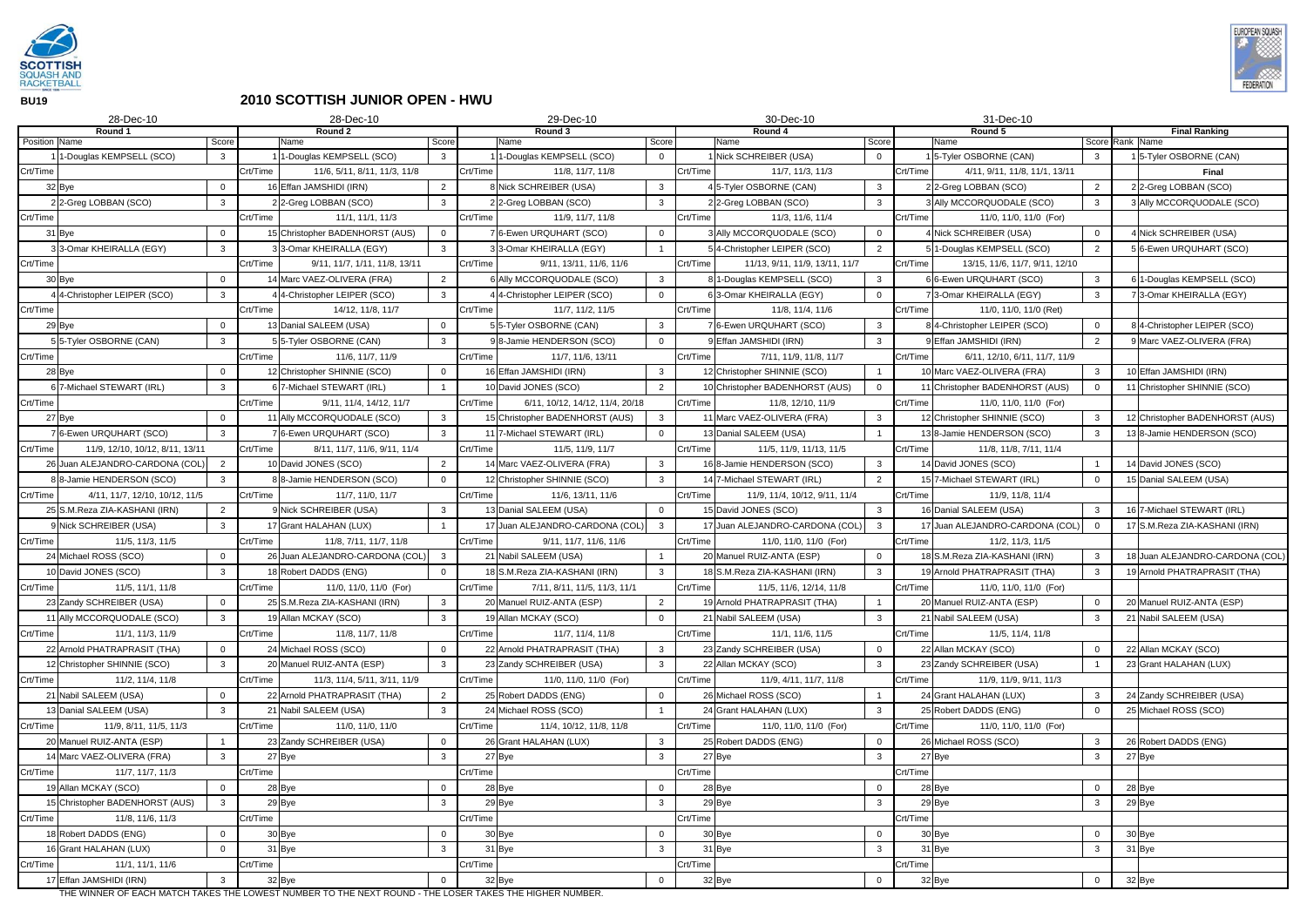**BU19**

# 2010 SCOTTISH JUNIOR OPEN - HWU

| Round 1 (28-Dec-10) | | | Round 2 (28-Dec-10) | | Round 3 (29-Dec-10) | | Round 4 (30-Dec-10) | | Round 5 (31-Dec-10) | | Final Ranking |
|---|---|---|---|---|---|---|---|---|---|---|---|
| Position | Name | Score | Name | Score | Name | Score | Name | Score | Name | Score | Rank Name |
| 1 | 1-Douglas KEMPSELL (SCO) | 3 | 1 1-Douglas KEMPSELL (SCO) | 3 | 1 1-Douglas KEMPSELL (SCO) | 0 | 1 Nick SCHREIBER (USA) | 0 | 1 5-Tyler OSBORNE (CAN) | 3 | 1 5-Tyler OSBORNE (CAN) |
| Crt/Time | | | Crt/Time 11/6, 5/11, 8/11, 11/3, 11/8 | | Crt/Time 11/8, 11/7, 11/8 | | Crt/Time 11/7, 11/3, 11/3 | | Crt/Time 4/11, 9/11, 11/8, 11/1, 13/11 | | **Final** |
| 32 | Bye | 0 | 16 Effan JAMSHIDI (IRN) | 2 | 8 Nick SCHREIBER (USA) | 3 | 4 5-Tyler OSBORNE (CAN) | 3 | 2 2-Greg LOBBAN (SCO) | 2 | 2 2-Greg LOBBAN (SCO) |
| 2 | 2-Greg LOBBAN (SCO) | 3 | 2 2-Greg LOBBAN (SCO) | 3 | 2 2-Greg LOBBAN (SCO) | 3 | 2 2-Greg LOBBAN (SCO) | 3 | 3 Ally MCCORQUODALE (SCO) | 3 | 3 Ally MCCORQUODALE (SCO) |
| Crt/Time | | | Crt/Time 11/1, 11/1, 11/3 | | Crt/Time 11/9, 11/7, 11/8 | | Crt/Time 11/3, 11/6, 11/4 | | Crt/Time 11/0, 11/0, 11/0 (For) | | |
| 31 | Bye | 0 | 15 Christopher BADENHORST (AUS) | 0 | 7 6-Ewen URQUHART (SCO) | 0 | 3 Ally MCCORQUODALE (SCO) | 0 | 4 Nick SCHREIBER (USA) | 0 | 4 Nick SCHREIBER (USA) |
| 3 | 3-Omar KHEIRALLA (EGY) | 3 | 3 3-Omar KHEIRALLA (EGY) | 3 | 3 3-Omar KHEIRALLA (EGY) | 1 | 5 4-Christopher LEIPER (SCO) | 2 | 5 1-Douglas KEMPSELL (SCO) | 2 | 5 6-Ewen URQUHART (SCO) |
| Crt/Time | | | Crt/Time 9/11, 11/7, 1/11, 11/8, 13/11 | | Crt/Time 9/11, 13/11, 11/6, 11/6 | | Crt/Time 11/13, 9/11, 11/9, 13/11, 11/7 | | Crt/Time 13/15, 11/6, 11/7, 9/11, 12/10 | | |
| 30 | Bye | 0 | 14 Marc VAEZ-OLIVERA (FRA) | 2 | 6 Ally MCCORQUODALE (SCO) | 3 | 8 1-Douglas KEMPSELL (SCO) | 3 | 6 6-Ewen URQUHART (SCO) | 3 | 6 1-Douglas KEMPSELL (SCO) |
| 4 | 4-Christopher LEIPER (SCO) | 3 | 4 4-Christopher LEIPER (SCO) | 3 | 4 4-Christopher LEIPER (SCO) | 0 | 6 3-Omar KHEIRALLA (EGY) | 0 | 7 3-Omar KHEIRALLA (EGY) | 3 | 7 3-Omar KHEIRALLA (EGY) |
| Crt/Time | | | Crt/Time 14/12, 11/8, 11/7 | | Crt/Time 11/7, 11/2, 11/5 | | Crt/Time 11/8, 11/4, 11/6 | | Crt/Time 11/0, 11/0, 11/0 (Ret) | | |
| 29 | Bye | 0 | 13 Danial SALEEM (USA) | 0 | 5 5-Tyler OSBORNE (CAN) | 3 | 7 6-Ewen URQUHART (SCO) | 3 | 8 4-Christopher LEIPER (SCO) | 0 | 8 4-Christopher LEIPER (SCO) |
| 5 | 5-Tyler OSBORNE (CAN) | 3 | 5 5-Tyler OSBORNE (CAN) | 3 | 9 8-Jamie HENDERSON (SCO) | 0 | 9 Effan JAMSHIDI (IRN) | 3 | 9 Effan JAMSHIDI (IRN) | 2 | 9 Marc VAEZ-OLIVERA (FRA) |
| Crt/Time | | | Crt/Time 11/6, 11/7, 11/9 | | Crt/Time 11/7, 11/6, 13/11 | | Crt/Time 7/11, 11/9, 11/8, 11/7 | | Crt/Time 6/11, 12/10, 6/11, 11/7, 11/9 | | |
| 28 | Bye | 0 | 12 Christopher SHINNIE (SCO) | 0 | 16 Effan JAMSHIDI (IRN) | 3 | 12 Christopher SHINNIE (SCO) | 1 | 10 Marc VAEZ-OLIVERA (FRA) | 3 | 10 Effan JAMSHIDI (IRN) |
| 6 | 7-Michael STEWART (IRL) | 3 | 6 7-Michael STEWART (IRL) | 1 | 10 David JONES (SCO) | 2 | 10 Christopher BADENHORST (AUS) | 0 | 11 Christopher BADENHORST (AUS) | 0 | 11 Christopher SHINNIE (SCO) |
| Crt/Time | | | Crt/Time 9/11, 11/4, 14/12, 11/7 | | Crt/Time 6/11, 10/12, 14/12, 11/4, 20/18 | | Crt/Time 11/8, 12/10, 11/9 | | Crt/Time 11/0, 11/0, 11/0 (For) | | |
| 27 | Bye | 0 | 11 Ally MCCORQUODALE (SCO) | 3 | 15 Christopher BADENHORST (AUS) | 3 | 11 Marc VAEZ-OLIVERA (FRA) | 3 | 12 Christopher SHINNIE (SCO) | 3 | 12 Christopher BADENHORST (AUS) |
| 7 | 6-Ewen URQUHART (SCO) | 3 | 7 6-Ewen URQUHART (SCO) | 3 | 11 7-Michael STEWART (IRL) | 0 | 13 Danial SALEEM (USA) | 1 | 13 8-Jamie HENDERSON (SCO) | 3 | 13 8-Jamie HENDERSON (SCO) |
| Crt/Time | 11/9, 12/10, 10/12, 8/11, 13/11 | | Crt/Time 8/11, 11/7, 11/6, 9/11, 11/4 | | Crt/Time 11/5, 11/9, 11/7 | | Crt/Time 11/5, 11/9, 11/13, 11/5 | | Crt/Time 11/8, 11/8, 7/11, 11/4 | | |
| 26 | Juan ALEJANDRO-CARDONA (COL) | 2 | 10 David JONES (SCO) | 2 | 14 Marc VAEZ-OLIVERA (FRA) | 3 | 16 8-Jamie HENDERSON (SCO) | 3 | 14 David JONES (SCO) | 1 | 14 David JONES (SCO) |
| 8 | 8-Jamie HENDERSON (SCO) | 3 | 8 8-Jamie HENDERSON (SCO) | 0 | 12 Christopher SHINNIE (SCO) | 3 | 14 7-Michael STEWART (IRL) | 2 | 15 7-Michael STEWART (IRL) | 0 | 15 Danial SALEEM (USA) |
| Crt/Time | 4/11, 11/7, 12/10, 10/12, 11/5 | | Crt/Time 11/7, 11/0, 11/7 | | Crt/Time 11/6, 13/11, 11/6 | | Crt/Time 11/9, 11/4, 10/12, 9/11, 11/4 | | Crt/Time 11/9, 11/8, 11/4 | | |
| 25 | S.M.Reza ZIA-KASHANI (IRN) | 2 | 9 Nick SCHREIBER (USA) | 3 | 13 Danial SALEEM (USA) | 0 | 15 David JONES (SCO) | 3 | 16 Danial SALEEM (USA) | 3 | 16 7-Michael STEWART (IRL) |
| 9 | Nick SCHREIBER (USA) | 3 | 17 Grant HALAHAN (LUX) | 1 | 17 Juan ALEJANDRO-CARDONA (COL) | 3 | 17 Juan ALEJANDRO-CARDONA (COL) | 3 | 17 Juan ALEJANDRO-CARDONA (COL) | 0 | 17 S.M.Reza ZIA-KASHANI (IRN) |
| Crt/Time | 11/5, 11/3, 11/5 | | Crt/Time 11/8, 7/11, 11/7, 11/8 | | Crt/Time 9/11, 11/7, 11/6, 11/6 | | Crt/Time 11/0, 11/0, 11/0 (For) | | Crt/Time 11/2, 11/3, 11/5 | | |
| 24 | Michael ROSS (SCO) | 0 | 26 Juan ALEJANDRO-CARDONA (COL) | 3 | 21 Nabil SALEEM (USA) | 1 | 20 Manuel RUIZ-ANTA (ESP) | 0 | 18 S.M.Reza ZIA-KASHANI (IRN) | 3 | 18 Juan ALEJANDRO-CARDONA (COL) |
| 10 | David JONES (SCO) | 3 | 18 Robert DADDS (ENG) | 0 | 18 S.M.Reza ZIA-KASHANI (IRN) | 3 | 18 S.M.Reza ZIA-KASHANI (IRN) | 3 | 19 Arnold PHATRAPRASIT (THA) | 3 | 19 Arnold PHATRAPRASIT (THA) |
| Crt/Time | 11/5, 11/1, 11/8 | | Crt/Time 11/0, 11/0, 11/0 (For) | | Crt/Time 7/11, 8/11, 11/5, 11/3, 11/1 | | Crt/Time 11/5, 11/6, 12/14, 11/8 | | Crt/Time 11/0, 11/0, 11/0 (For) | | |
| 23 | Zandy SCHREIBER (USA) | 0 | 25 S.M.Reza ZIA-KASHANI (IRN) | 3 | 20 Manuel RUIZ-ANTA (ESP) | 2 | 19 Arnold PHATRAPRASIT (THA) | 1 | 20 Manuel RUIZ-ANTA (ESP) | 0 | 20 Manuel RUIZ-ANTA (ESP) |
| 11 | Ally MCCORQUODALE (SCO) | 3 | 19 Allan MCKAY (SCO) | 3 | 19 Allan MCKAY (SCO) | 0 | 21 Nabil SALEEM (USA) | 3 | 21 Nabil SALEEM (USA) | 3 | 21 Nabil SALEEM (USA) |
| Crt/Time | 11/1, 11/3, 11/9 | | Crt/Time 11/8, 11/7, 11/8 | | Crt/Time 11/7, 11/4, 11/8 | | Crt/Time 11/1, 11/6, 11/5 | | Crt/Time 11/5, 11/4, 11/8 | | |
| 22 | Arnold PHATRAPRASIT (THA) | 0 | 24 Michael ROSS (SCO) | 0 | 22 Arnold PHATRAPRASIT (THA) | 3 | 23 Zandy SCHREIBER (USA) | 0 | 22 Allan MCKAY (SCO) | 0 | 22 Allan MCKAY (SCO) |
| 12 | Christopher SHINNIE (SCO) | 3 | 20 Manuel RUIZ-ANTA (ESP) | 3 | 23 Zandy SCHREIBER (USA) | 3 | 22 Allan MCKAY (SCO) | 3 | 23 Zandy SCHREIBER (USA) | 1 | 23 Grant HALAHAN (LUX) |
| Crt/Time | 11/2, 11/4, 11/8 | | Crt/Time 11/3, 11/4, 5/11, 3/11, 11/9 | | Crt/Time 11/0, 11/0, 11/0 (For) | | Crt/Time 11/9, 4/11, 11/7, 11/8 | | Crt/Time 11/9, 11/9, 9/11, 11/3 | | |
| 21 | Nabil SALEEM (USA) | 0 | 22 Arnold PHATRAPRASIT (THA) | 2 | 25 Robert DADDS (ENG) | 0 | 26 Michael ROSS (SCO) | 1 | 24 Grant HALAHAN (LUX) | 3 | 24 Zandy SCHREIBER (USA) |
| 13 | Danial SALEEM (USA) | 3 | 21 Nabil SALEEM (USA) | 3 | 24 Michael ROSS (SCO) | 1 | 24 Grant HALAHAN (LUX) | 3 | 25 Robert DADDS (ENG) | 0 | 25 Michael ROSS (SCO) |
| Crt/Time | 11/9, 8/11, 11/5, 11/3 | | Crt/Time 11/0, 11/0, 11/0 | | Crt/Time 11/4, 10/12, 11/8, 11/8 | | Crt/Time 11/0, 11/0, 11/0 (For) | | Crt/Time 11/0, 11/0, 11/0 (For) | | |
| 20 | Manuel RUIZ-ANTA (ESP) | 1 | 23 Zandy SCHREIBER (USA) | 0 | 26 Grant HALAHAN (LUX) | 3 | 25 Robert DADDS (ENG) | 0 | 26 Michael ROSS (SCO) | 3 | 26 Robert DADDS (ENG) |
| 14 | Marc VAEZ-OLIVERA (FRA) | 3 | 27 Bye | 3 | 27 Bye | 3 | 27 Bye | 3 | 27 Bye | 3 | 27 Bye |
| Crt/Time | 11/7, 11/7, 11/3 | | Crt/Time | | Crt/Time | | Crt/Time | | Crt/Time | | |
| 19 | Allan MCKAY (SCO) | 0 | 28 Bye | 0 | 28 Bye | 0 | 28 Bye | 0 | 28 Bye | 0 | 28 Bye |
| 15 | Christopher BADENHORST (AUS) | 3 | 29 Bye | 3 | 29 Bye | 3 | 29 Bye | 3 | 29 Bye | 3 | 29 Bye |
| Crt/Time | 11/8, 11/6, 11/3 | | Crt/Time | | Crt/Time | | Crt/Time | | Crt/Time | | |
| 18 | Robert DADDS (ENG) | 0 | 30 Bye | 0 | 30 Bye | 0 | 30 Bye | 0 | 30 Bye | 0 | 30 Bye |
| 16 | Grant HALAHAN (LUX) | 0 | 31 Bye | 3 | 31 Bye | 3 | 31 Bye | 3 | 31 Bye | 3 | 31 Bye |
| Crt/Time | 11/1, 11/1, 11/6 | | Crt/Time | | Crt/Time | | Crt/Time | | Crt/Time | | |
| 17 | Effan JAMSHIDI (IRN) | 3 | 32 Bye | 0 | 32 Bye | 0 | 32 Bye | 0 | 32 Bye | 0 | 32 Bye |

THE WINNER OF EACH MATCH TAKES THE LOWEST NUMBER TO THE NEXT ROUND - THE LOSER TAKES THE HIGHER NUMBER.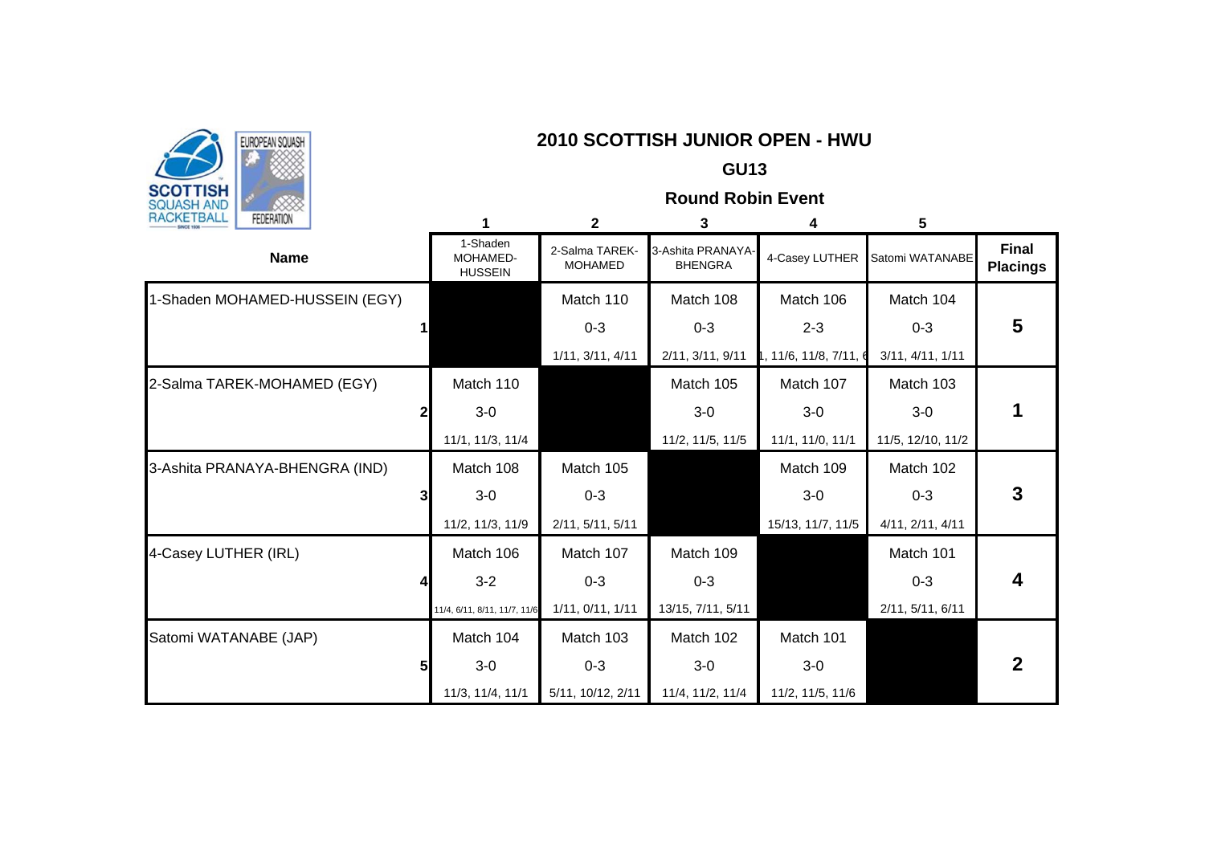# 2010 SCOTTISH JUNIOR OPEN - HWU

## GU13

### Round Robin Event

| Name | 1<br>1-Shaden MOHAMED-HUSSEIN | 2<br>2-Salma TAREK-MOHAMED | 3<br>3-Ashita PRANAYA-BHENGRA | 4<br>4-Casey LUTHER | 5<br>Satomi WATANABE | Final Placings |
|---|---|---|---|---|---|---|
| 1-Shaden MOHAMED-HUSSEIN (EGY) 1 | | Match 110<br>0-3<br>1/11, 3/11, 4/11 | Match 108<br>0-3<br>2/11, 3/11, 9/11 | Match 106<br>2-3<br>1, 11/6, 11/8, 7/11, 6 | Match 104<br>0-3<br>3/11, 4/11, 1/11 | **5** |
| 2-Salma TAREK-MOHAMED (EGY) 2 | Match 110<br>3-0<br>11/1, 11/3, 11/4 | | Match 105<br>3-0<br>11/2, 11/5, 11/5 | Match 107<br>3-0<br>11/1, 11/0, 11/1 | Match 103<br>3-0<br>11/5, 12/10, 11/2 | **1** |
| 3-Ashita PRANAYA-BHENGRA (IND) 3 | Match 108<br>3-0<br>11/2, 11/3, 11/9 | Match 105<br>0-3<br>2/11, 5/11, 5/11 | | Match 109<br>3-0<br>15/13, 11/7, 11/5 | Match 102<br>0-3<br>4/11, 2/11, 4/11 | **3** |
| 4-Casey LUTHER (IRL) 4 | Match 106<br>3-2<br>11/4, 6/11, 8/11, 11/7, 11/6 | Match 107<br>0-3<br>1/11, 0/11, 1/11 | Match 109<br>0-3<br>13/15, 7/11, 5/11 | | Match 101<br>0-3<br>2/11, 5/11, 6/11 | **4** |
| Satomi WATANABE (JAP) 5 | Match 104<br>3-0<br>11/3, 11/4, 11/1 | Match 103<br>0-3<br>5/11, 10/12, 2/11 | Match 102<br>3-0<br>11/4, 11/2, 11/4 | Match 101<br>3-0<br>11/2, 11/5, 11/6 | | **2** |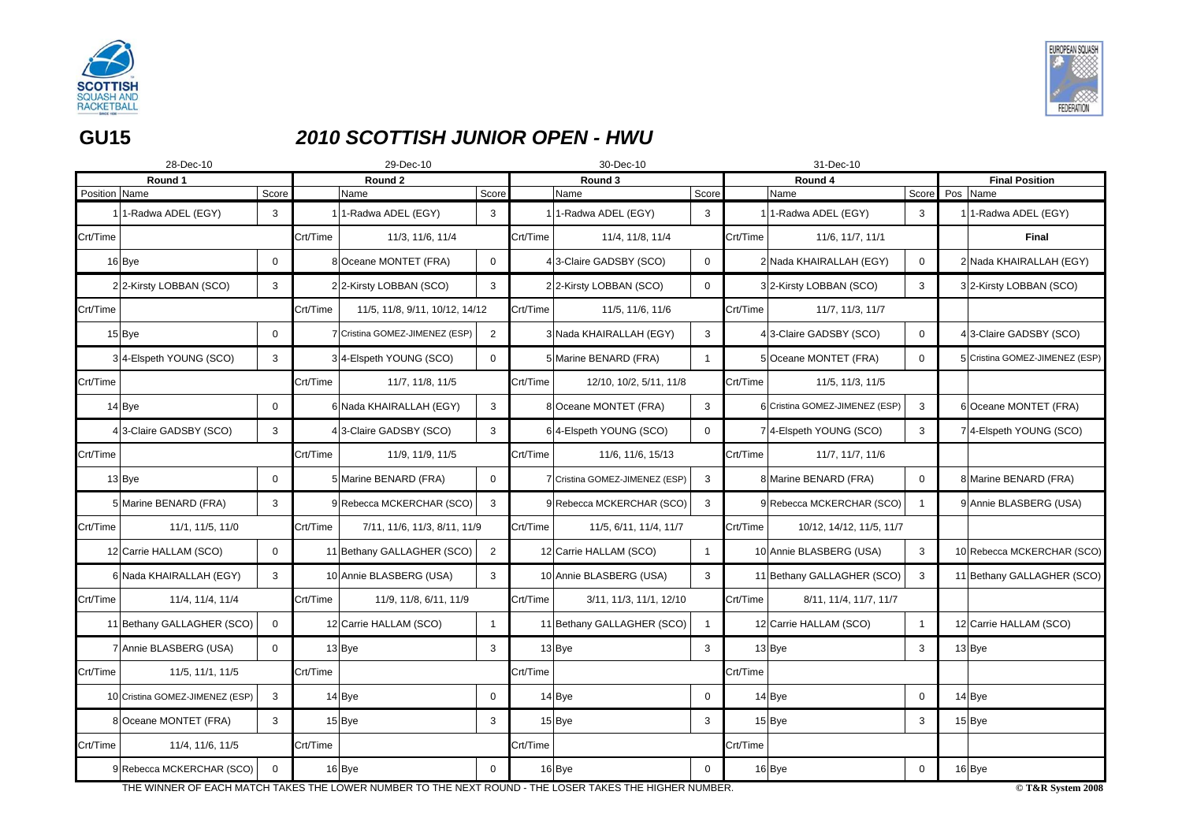# GU15

## *2010 SCOTTISH JUNIOR OPEN - HWU*

| 28-Dec-10 | | | 29-Dec-10 | | | 30-Dec-10 | | | 31-Dec-10 | | | | |
|---|---|---|---|---|---|---|---|---|---|---|---|---|---|
| Round 1 | | | Round 2 | | | Round 3 | | | Round 4 | | | Final Position | |
| Position | Name | Score | | Name | Score | | Name | Score | | Name | Score | Pos | Name |
| 1 | 1-Radwa ADEL (EGY) | 3 | 1 | 1-Radwa ADEL (EGY) | 3 | 1 | 1-Radwa ADEL (EGY) | 3 | 1 | 1-Radwa ADEL (EGY) | 3 | 1 | 1-Radwa ADEL (EGY) |
| Crt/Time | | | Crt/Time | 11/3, 11/6, 11/4 | | Crt/Time | 11/4, 11/8, 11/4 | | Crt/Time | 11/6, 11/7, 11/1 | | | Final |
| 16 | Bye | 0 | 8 | Oceane MONTET (FRA) | 0 | 4 | 3-Claire GADSBY (SCO) | 0 | 2 | Nada KHAIRALLAH (EGY) | 0 | 2 | Nada KHAIRALLAH (EGY) |
| 2 | 2-Kirsty LOBBAN (SCO) | 3 | 2 | 2-Kirsty LOBBAN (SCO) | 3 | 2 | 2-Kirsty LOBBAN (SCO) | 0 | 3 | 2-Kirsty LOBBAN (SCO) | 3 | 3 | 2-Kirsty LOBBAN (SCO) |
| Crt/Time | | | Crt/Time | 11/5, 11/8, 9/11, 10/12, 14/12 | | Crt/Time | 11/5, 11/6, 11/6 | | Crt/Time | 11/7, 11/3, 11/7 | | | |
| 15 | Bye | 0 | 7 | Cristina GOMEZ-JIMENEZ (ESP) | 2 | 3 | Nada KHAIRALLAH (EGY) | 3 | 4 | 3-Claire GADSBY (SCO) | 0 | 4 | 3-Claire GADSBY (SCO) |
| 3 | 4-Elspeth YOUNG (SCO) | 3 | 3 | 4-Elspeth YOUNG (SCO) | 0 | 5 | Marine BENARD (FRA) | 1 | 5 | Oceane MONTET (FRA) | 0 | 5 | Cristina GOMEZ-JIMENEZ (ESP) |
| Crt/Time | | | Crt/Time | 11/7, 11/8, 11/5 | | Crt/Time | 12/10, 10/2, 5/11, 11/8 | | Crt/Time | 11/5, 11/3, 11/5 | | | |
| 14 | Bye | 0 | 6 | Nada KHAIRALLAH (EGY) | 3 | 8 | Oceane MONTET (FRA) | 3 | 6 | Cristina GOMEZ-JIMENEZ (ESP) | 3 | 6 | Oceane MONTET (FRA) |
| 4 | 3-Claire GADSBY (SCO) | 3 | 4 | 3-Claire GADSBY (SCO) | 3 | 6 | 4-Elspeth YOUNG (SCO) | 0 | 7 | 4-Elspeth YOUNG (SCO) | 3 | 7 | 4-Elspeth YOUNG (SCO) |
| Crt/Time | | | Crt/Time | 11/9, 11/9, 11/5 | | Crt/Time | 11/6, 11/6, 15/13 | | Crt/Time | 11/7, 11/7, 11/6 | | | |
| 13 | Bye | 0 | 5 | Marine BENARD (FRA) | 0 | 7 | Cristina GOMEZ-JIMENEZ (ESP) | 3 | 8 | Marine BENARD (FRA) | 0 | 8 | Marine BENARD (FRA) |
| 5 | Marine BENARD (FRA) | 3 | 9 | Rebecca MCKERCHAR (SCO) | 3 | 9 | Rebecca MCKERCHAR (SCO) | 3 | 9 | Rebecca MCKERCHAR (SCO) | 1 | 9 | Annie BLASBERG (USA) |
| Crt/Time | 11/1, 11/5, 11/0 | | Crt/Time | 7/11, 11/6, 11/3, 8/11, 11/9 | | Crt/Time | 11/5, 6/11, 11/4, 11/7 | | Crt/Time | 10/12, 14/12, 11/5, 11/7 | | | |
| 12 | Carrie HALLAM (SCO) | 0 | 11 | Bethany GALLAGHER (SCO) | 2 | 12 | Carrie HALLAM (SCO) | 1 | 10 | Annie BLASBERG (USA) | 3 | 10 | Rebecca MCKERCHAR (SCO) |
| 6 | Nada KHAIRALLAH (EGY) | 3 | 10 | Annie BLASBERG (USA) | 3 | 10 | Annie BLASBERG (USA) | 3 | 11 | Bethany GALLAGHER (SCO) | 3 | 11 | Bethany GALLAGHER (SCO) |
| Crt/Time | 11/4, 11/4, 11/4 | | Crt/Time | 11/9, 11/8, 6/11, 11/9 | | Crt/Time | 3/11, 11/3, 11/1, 12/10 | | Crt/Time | 8/11, 11/4, 11/7, 11/7 | | | |
| 11 | Bethany GALLAGHER (SCO) | 0 | 12 | Carrie HALLAM (SCO) | 1 | 11 | Bethany GALLAGHER (SCO) | 1 | 12 | Carrie HALLAM (SCO) | 1 | 12 | Carrie HALLAM (SCO) |
| 7 | Annie BLASBERG (USA) | 0 | 13 | Bye | 3 | 13 | Bye | 3 | 13 | Bye | 3 | 13 | Bye |
| Crt/Time | 11/5, 11/1, 11/5 | | Crt/Time | | | Crt/Time | | | Crt/Time | | | | |
| 10 | Cristina GOMEZ-JIMENEZ (ESP) | 3 | 14 | Bye | 0 | 14 | Bye | 0 | 14 | Bye | 0 | 14 | Bye |
| 8 | Oceane MONTET (FRA) | 3 | 15 | Bye | 3 | 15 | Bye | 3 | 15 | Bye | 3 | 15 | Bye |
| Crt/Time | 11/4, 11/6, 11/5 | | Crt/Time | | | Crt/Time | | | Crt/Time | | | | |
| 9 | Rebecca MCKERCHAR (SCO) | 0 | 16 | Bye | 0 | 16 | Bye | 0 | 16 | Bye | 0 | 16 | Bye |

THE WINNER OF EACH MATCH TAKES THE LOWER NUMBER TO THE NEXT ROUND - THE LOSER TAKES THE HIGHER NUMBER.

© T&R System 2008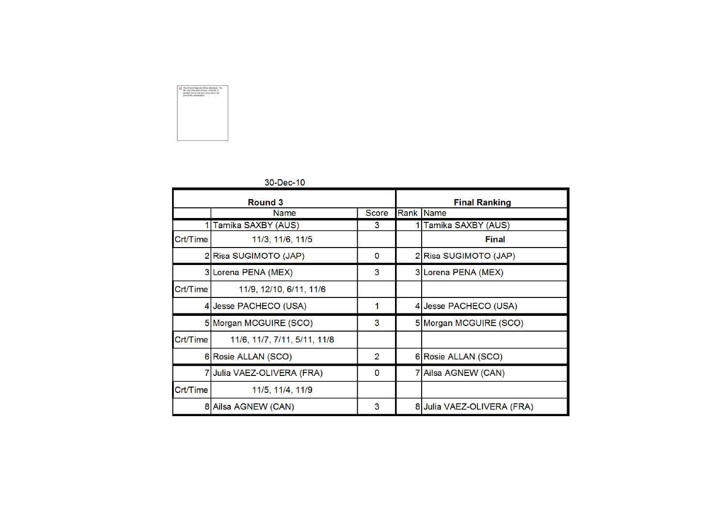30-Dec-10

| Round 3 | | | Final Ranking | |
|---|---|---|---|---|
| | Name | Score | Rank | Name |
| 1 | Tamika SAXBY (AUS) | 3 | 1 | Tamika SAXBY (AUS) |
| Crt/Time | 11/3, 11/6, 11/5 | | | **Final** |
| 2 | Risa SUGIMOTO (JAP) | 0 | 2 | Risa SUGIMOTO (JAP) |
| 3 | Lorena PENA (MEX) | 3 | 3 | Lorena PENA (MEX) |
| Crt/Time | 11/9, 12/10, 6/11, 11/6 | | | |
| 4 | Jesse PACHECO (USA) | 1 | 4 | Jesse PACHECO (USA) |
| 5 | Morgan MCGUIRE (SCO) | 3 | 5 | Morgan MCGUIRE (SCO) |
| Crt/Time | 11/6, 11/7, 7/11, 5/11, 11/8 | | | |
| 6 | Rosie ALLAN (SCO) | 2 | 6 | Rosie ALLAN (SCO) |
| 7 | Julia VAEZ-OLIVERA (FRA) | 0 | 7 | Ailsa AGNEW (CAN) |
| Crt/Time | 11/5, 11/4, 11/9 | | | |
| 8 | Ailsa AGNEW (CAN) | 3 | 8 | Julia VAEZ-OLIVERA (FRA) |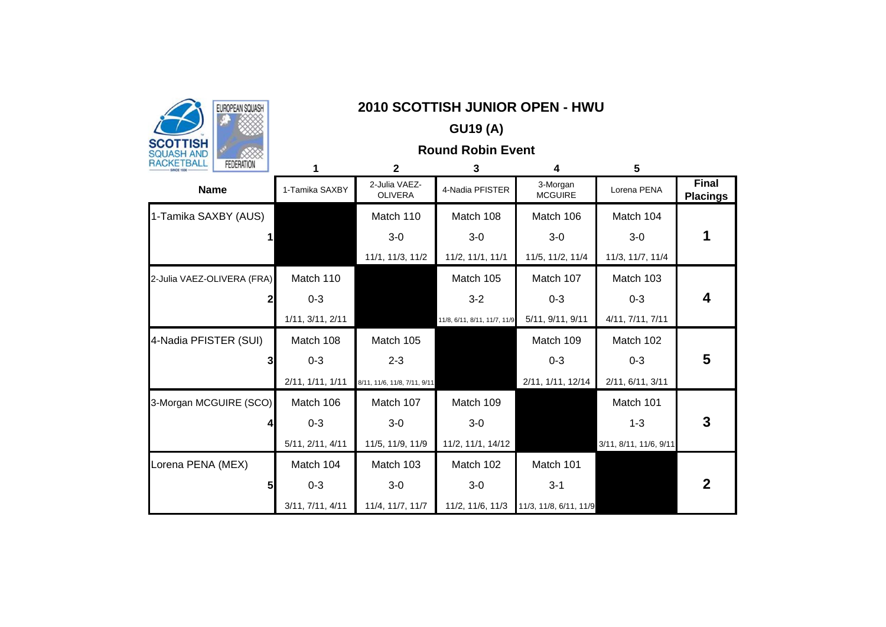# 2010 SCOTTISH JUNIOR OPEN - HWU

## GU19 (A)

### Round Robin Event

| Name | 1<br>1-Tamika SAXBY | 2<br>2-Julia VAEZ-OLIVERA | 3<br>4-Nadia PFISTER | 4<br>3-Morgan MCGUIRE | 5<br>Lorena PENA | Final Placings |
|---|---|---|---|---|---|---|
| 1-Tamika SAXBY (AUS)<br>1 | | Match 110<br>3-0<br>11/1, 11/3, 11/2 | Match 108<br>3-0<br>11/2, 11/1, 11/1 | Match 106<br>3-0<br>11/5, 11/2, 11/4 | Match 104<br>3-0<br>11/3, 11/7, 11/4 | 1 |
| 2-Julia VAEZ-OLIVERA (FRA)<br>2 | Match 110<br>0-3<br>1/11, 3/11, 2/11 | | Match 105<br>3-2<br>11/8, 6/11, 8/11, 11/7, 11/9 | Match 107<br>0-3<br>5/11, 9/11, 9/11 | Match 103<br>0-3<br>4/11, 7/11, 7/11 | 4 |
| 4-Nadia PFISTER (SUI)<br>3 | Match 108<br>0-3<br>2/11, 1/11, 1/11 | Match 105<br>2-3<br>8/11, 11/6, 11/8, 7/11, 9/11 | | Match 109<br>0-3<br>2/11, 1/11, 12/14 | Match 102<br>0-3<br>2/11, 6/11, 3/11 | 5 |
| 3-Morgan MCGUIRE (SCO)<br>4 | Match 106<br>0-3<br>5/11, 2/11, 4/11 | Match 107<br>3-0<br>11/5, 11/9, 11/9 | Match 109<br>3-0<br>11/2, 11/1, 14/12 | | Match 101<br>1-3<br>3/11, 8/11, 11/6, 9/11 | 3 |
| Lorena PENA (MEX)<br>5 | Match 104<br>0-3<br>3/11, 7/11, 4/11 | Match 103<br>3-0<br>11/4, 11/7, 11/7 | Match 102<br>3-0<br>11/2, 11/6, 11/3 | Match 101<br>3-1<br>11/3, 11/8, 6/11, 11/9 | | 2 |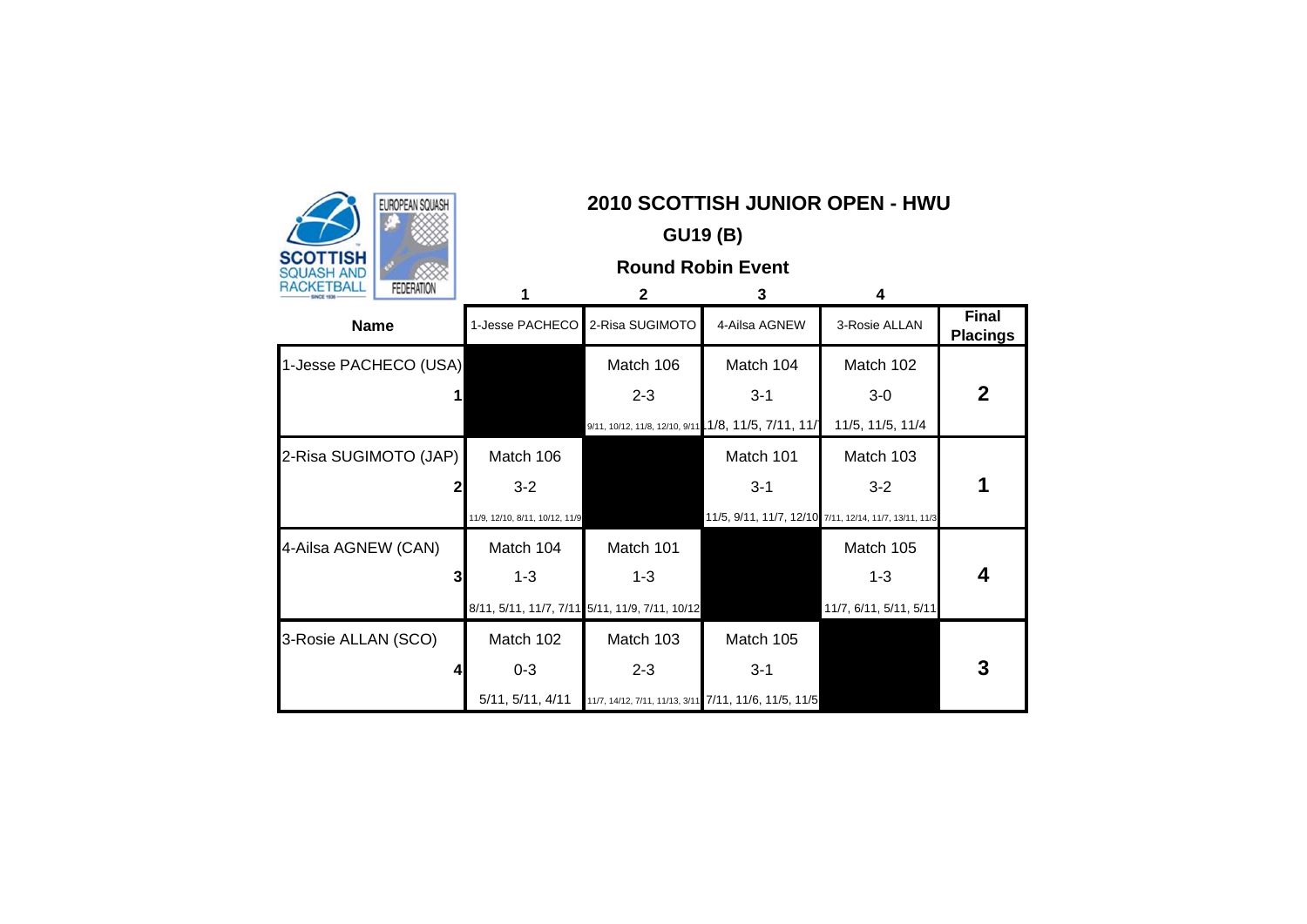# 2010 SCOTTISH JUNIOR OPEN - HWU

## GU19 (B)

### Round Robin Event

| Name | 1<br>1-Jesse PACHECO | 2<br>2-Risa SUGIMOTO | 3<br>4-Ailsa AGNEW | 4<br>3-Rosie ALLAN | Final Placings |
|---|---|---|---|---|---|
| 1-Jesse PACHECO (USA)<br>1 | | Match 106<br>2-3<br>9/11, 10/12, 11/8, 12/10, 9/11 | Match 104<br>3-1<br>11/8, 11/5, 7/11, 11/7 | Match 102<br>3-0<br>11/5, 11/5, 11/4 | 2 |
| 2-Risa SUGIMOTO (JAP)<br>2 | Match 106<br>3-2<br>11/9, 12/10, 8/11, 10/12, 11/9 | | Match 101<br>3-1<br>11/5, 9/11, 11/7, 12/10 | Match 103<br>3-2<br>7/11, 12/14, 11/7, 13/11, 11/3 | 1 |
| 4-Ailsa AGNEW (CAN)<br>3 | Match 104<br>1-3<br>8/11, 5/11, 11/7, 7/11 | Match 101<br>1-3<br>5/11, 11/9, 7/11, 10/12 | | Match 105<br>1-3<br>11/7, 6/11, 5/11, 5/11 | 4 |
| 3-Rosie ALLAN (SCO)<br>4 | Match 102<br>0-3<br>5/11, 5/11, 4/11 | Match 103<br>2-3<br>11/7, 14/12, 7/11, 11/13, 3/11 | Match 105<br>3-1<br>7/11, 11/6, 11/5, 11/5 | | 3 |